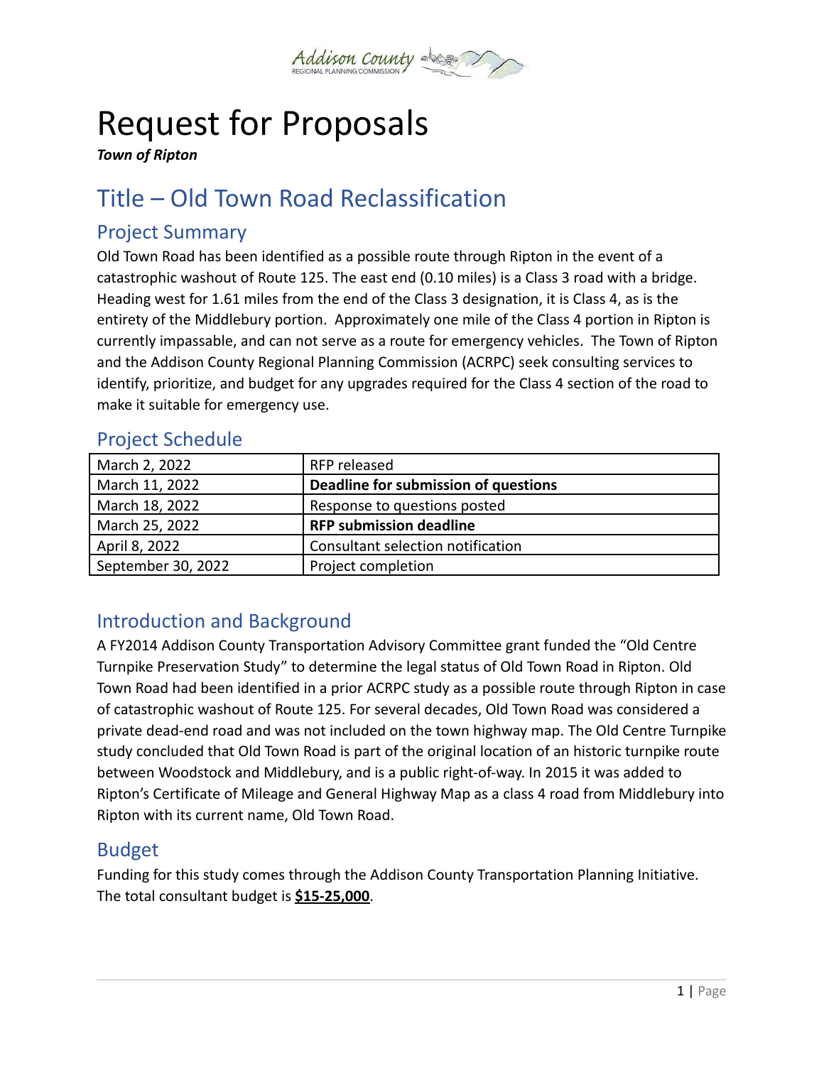# Request for Proposals

***Town of Ripton***

## Title – Old Town Road Reclassification

### Project Summary

Old Town Road has been identified as a possible route through Ripton in the event of a catastrophic washout of Route 125. The east end (0.10 miles) is a Class 3 road with a bridge. Heading west for 1.61 miles from the end of the Class 3 designation, it is Class 4, as is the entirety of the Middlebury portion. Approximately one mile of the Class 4 portion in Ripton is currently impassable, and can not serve as a route for emergency vehicles. The Town of Ripton and the Addison County Regional Planning Commission (ACRPC) seek consulting services to identify, prioritize, and budget for any upgrades required for the Class 4 section of the road to make it suitable for emergency use.

### Project Schedule

| | |
|---|---|
| March 2, 2022 | RFP released |
| March 11, 2022 | **Deadline for submission of questions** |
| March 18, 2022 | Response to questions posted |
| March 25, 2022 | **RFP submission deadline** |
| April 8, 2022 | Consultant selection notification |
| September 30, 2022 | Project completion |

### Introduction and Background

A FY2014 Addison County Transportation Advisory Committee grant funded the "Old Centre Turnpike Preservation Study" to determine the legal status of Old Town Road in Ripton. Old Town Road had been identified in a prior ACRPC study as a possible route through Ripton in case of catastrophic washout of Route 125. For several decades, Old Town Road was considered a private dead-end road and was not included on the town highway map. The Old Centre Turnpike study concluded that Old Town Road is part of the original location of an historic turnpike route between Woodstock and Middlebury, and is a public right-of-way. In 2015 it was added to Ripton's Certificate of Mileage and General Highway Map as a class 4 road from Middlebury into Ripton with its current name, Old Town Road.

### Budget

Funding for this study comes through the Addison County Transportation Planning Initiative. The total consultant budget is **$15-25,000**.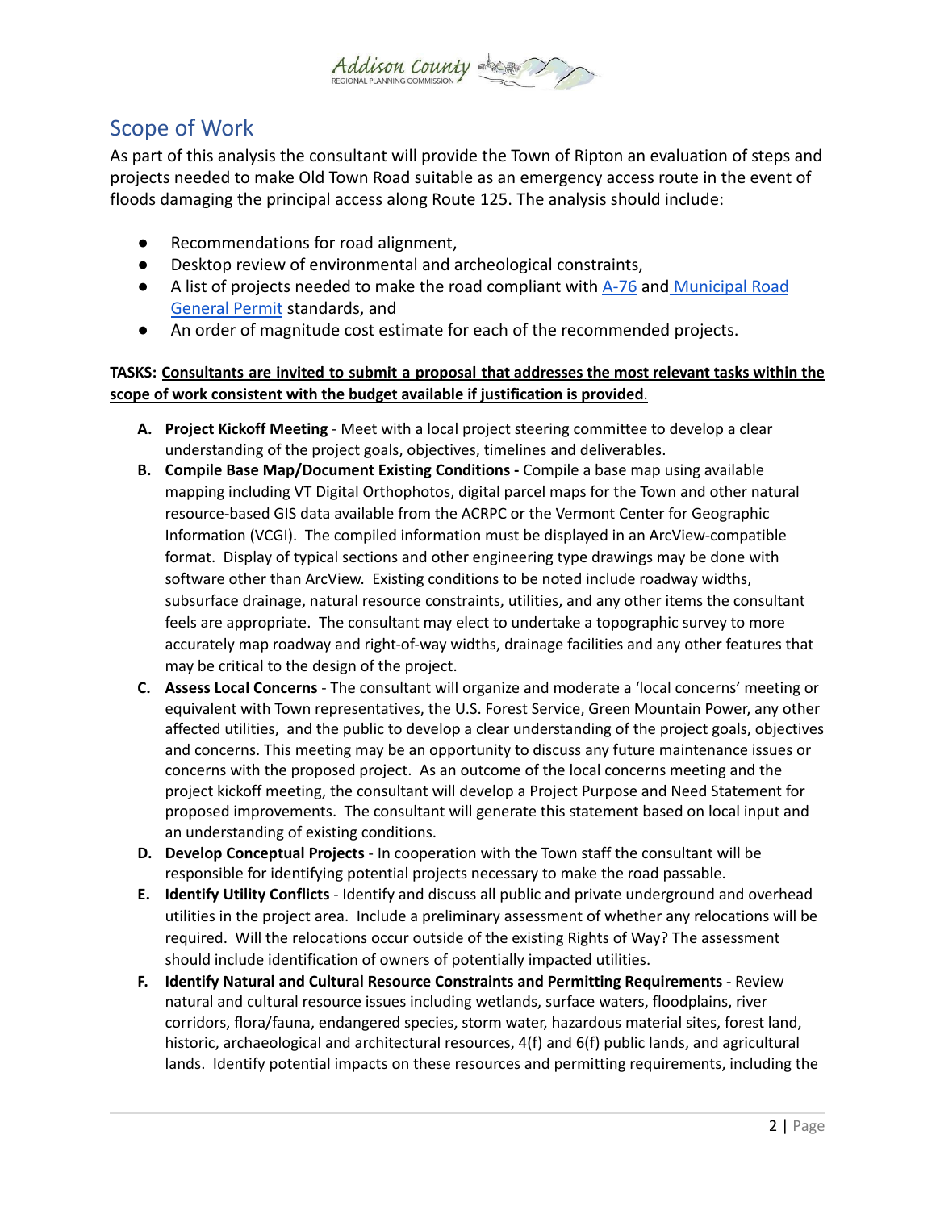## Scope of Work

As part of this analysis the consultant will provide the Town of Ripton an evaluation of steps and projects needed to make Old Town Road suitable as an emergency access route in the event of floods damaging the principal access along Route 125. The analysis should include:

- Recommendations for road alignment,
- Desktop review of environmental and archeological constraints,
- A list of projects needed to make the road compliant with A-76 and Municipal Road General Permit standards, and
- An order of magnitude cost estimate for each of the recommended projects.

**TASKS: <u>Consultants are invited to submit a proposal that addresses the most relevant tasks within the scope of work consistent with the budget available if justification is provided</u>.**

A. **Project Kickoff Meeting** - Meet with a local project steering committee to develop a clear understanding of the project goals, objectives, timelines and deliverables.

B. **Compile Base Map/Document Existing Conditions -** Compile a base map using available mapping including VT Digital Orthophotos, digital parcel maps for the Town and other natural resource-based GIS data available from the ACRPC or the Vermont Center for Geographic Information (VCGI). The compiled information must be displayed in an ArcView-compatible format. Display of typical sections and other engineering type drawings may be done with software other than ArcView. Existing conditions to be noted include roadway widths, subsurface drainage, natural resource constraints, utilities, and any other items the consultant feels are appropriate. The consultant may elect to undertake a topographic survey to more accurately map roadway and right-of-way widths, drainage facilities and any other features that may be critical to the design of the project.

C. **Assess Local Concerns** - The consultant will organize and moderate a 'local concerns' meeting or equivalent with Town representatives, the U.S. Forest Service, Green Mountain Power, any other affected utilities, and the public to develop a clear understanding of the project goals, objectives and concerns. This meeting may be an opportunity to discuss any future maintenance issues or concerns with the proposed project. As an outcome of the local concerns meeting and the project kickoff meeting, the consultant will develop a Project Purpose and Need Statement for proposed improvements. The consultant will generate this statement based on local input and an understanding of existing conditions.

D. **Develop Conceptual Projects** - In cooperation with the Town staff the consultant will be responsible for identifying potential projects necessary to make the road passable.

E. **Identify Utility Conflicts** - Identify and discuss all public and private underground and overhead utilities in the project area. Include a preliminary assessment of whether any relocations will be required. Will the relocations occur outside of the existing Rights of Way? The assessment should include identification of owners of potentially impacted utilities.

F. **Identify Natural and Cultural Resource Constraints and Permitting Requirements** - Review natural and cultural resource issues including wetlands, surface waters, floodplains, river corridors, flora/fauna, endangered species, storm water, hazardous material sites, forest land, historic, archaeological and architectural resources, 4(f) and 6(f) public lands, and agricultural lands. Identify potential impacts on these resources and permitting requirements, including the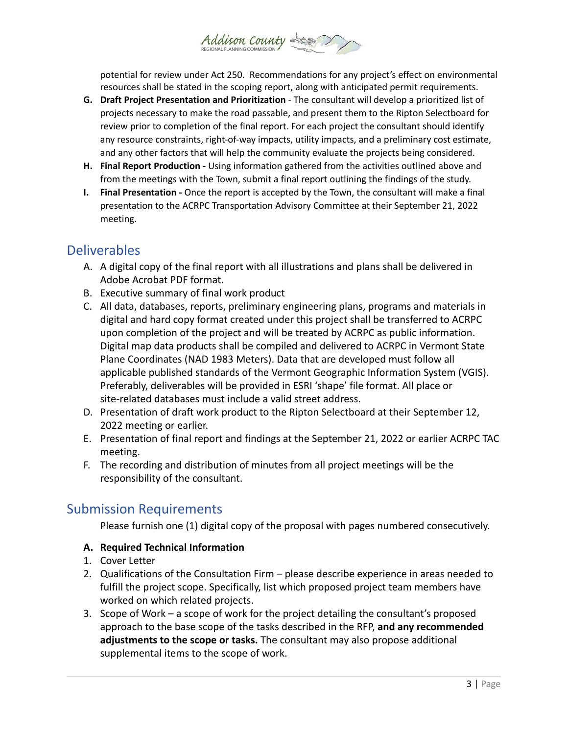potential for review under Act 250. Recommendations for any project's effect on environmental resources shall be stated in the scoping report, along with anticipated permit requirements.

G. **Draft Project Presentation and Prioritization** - The consultant will develop a prioritized list of projects necessary to make the road passable, and present them to the Ripton Selectboard for review prior to completion of the final report. For each project the consultant should identify any resource constraints, right-of-way impacts, utility impacts, and a preliminary cost estimate, and any other factors that will help the community evaluate the projects being considered.
H. **Final Report Production -** Using information gathered from the activities outlined above and from the meetings with the Town, submit a final report outlining the findings of the study.
I. **Final Presentation -** Once the report is accepted by the Town, the consultant will make a final presentation to the ACRPC Transportation Advisory Committee at their September 21, 2022 meeting.

## Deliverables

A. A digital copy of the final report with all illustrations and plans shall be delivered in Adobe Acrobat PDF format.
B. Executive summary of final work product
C. All data, databases, reports, preliminary engineering plans, programs and materials in digital and hard copy format created under this project shall be transferred to ACRPC upon completion of the project and will be treated by ACRPC as public information. Digital map data products shall be compiled and delivered to ACRPC in Vermont State Plane Coordinates (NAD 1983 Meters). Data that are developed must follow all applicable published standards of the Vermont Geographic Information System (VGIS). Preferably, deliverables will be provided in ESRI 'shape' file format. All place or site-related databases must include a valid street address.
D. Presentation of draft work product to the Ripton Selectboard at their September 12, 2022 meeting or earlier.
E. Presentation of final report and findings at the September 21, 2022 or earlier ACRPC TAC meeting.
F. The recording and distribution of minutes from all project meetings will be the responsibility of the consultant.

## Submission Requirements

Please furnish one (1) digital copy of the proposal with pages numbered consecutively.

**A. Required Technical Information**

1. Cover Letter
2. Qualifications of the Consultation Firm – please describe experience in areas needed to fulfill the project scope. Specifically, list which proposed project team members have worked on which related projects.
3. Scope of Work – a scope of work for the project detailing the consultant's proposed approach to the base scope of the tasks described in the RFP, **and any recommended adjustments to the scope or tasks.** The consultant may also propose additional supplemental items to the scope of work.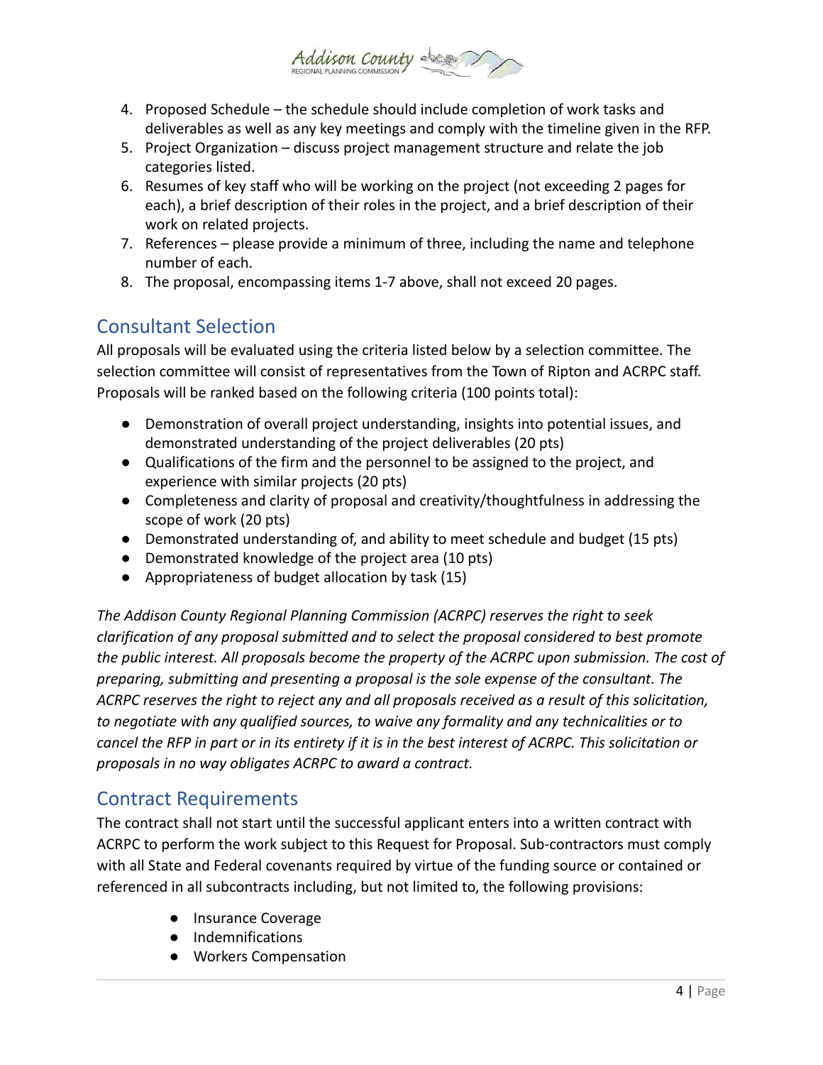4. Proposed Schedule – the schedule should include completion of work tasks and deliverables as well as any key meetings and comply with the timeline given in the RFP.
5. Project Organization – discuss project management structure and relate the job categories listed.
6. Resumes of key staff who will be working on the project (not exceeding 2 pages for each), a brief description of their roles in the project, and a brief description of their work on related projects.
7. References – please provide a minimum of three, including the name and telephone number of each.
8. The proposal, encompassing items 1-7 above, shall not exceed 20 pages.

## Consultant Selection

All proposals will be evaluated using the criteria listed below by a selection committee. The selection committee will consist of representatives from the Town of Ripton and ACRPC staff. Proposals will be ranked based on the following criteria (100 points total):

- Demonstration of overall project understanding, insights into potential issues, and demonstrated understanding of the project deliverables (20 pts)
- Qualifications of the firm and the personnel to be assigned to the project, and experience with similar projects (20 pts)
- Completeness and clarity of proposal and creativity/thoughtfulness in addressing the scope of work (20 pts)
- Demonstrated understanding of, and ability to meet schedule and budget (15 pts)
- Demonstrated knowledge of the project area (10 pts)
- Appropriateness of budget allocation by task (15)

*The Addison County Regional Planning Commission (ACRPC) reserves the right to seek clarification of any proposal submitted and to select the proposal considered to best promote the public interest. All proposals become the property of the ACRPC upon submission. The cost of preparing, submitting and presenting a proposal is the sole expense of the consultant. The ACRPC reserves the right to reject any and all proposals received as a result of this solicitation, to negotiate with any qualified sources, to waive any formality and any technicalities or to cancel the RFP in part or in its entirety if it is in the best interest of ACRPC. This solicitation or proposals in no way obligates ACRPC to award a contract.*

## Contract Requirements

The contract shall not start until the successful applicant enters into a written contract with ACRPC to perform the work subject to this Request for Proposal. Sub-contractors must comply with all State and Federal covenants required by virtue of the funding source or contained or referenced in all subcontracts including, but not limited to, the following provisions:

- Insurance Coverage
- Indemnifications
- Workers Compensation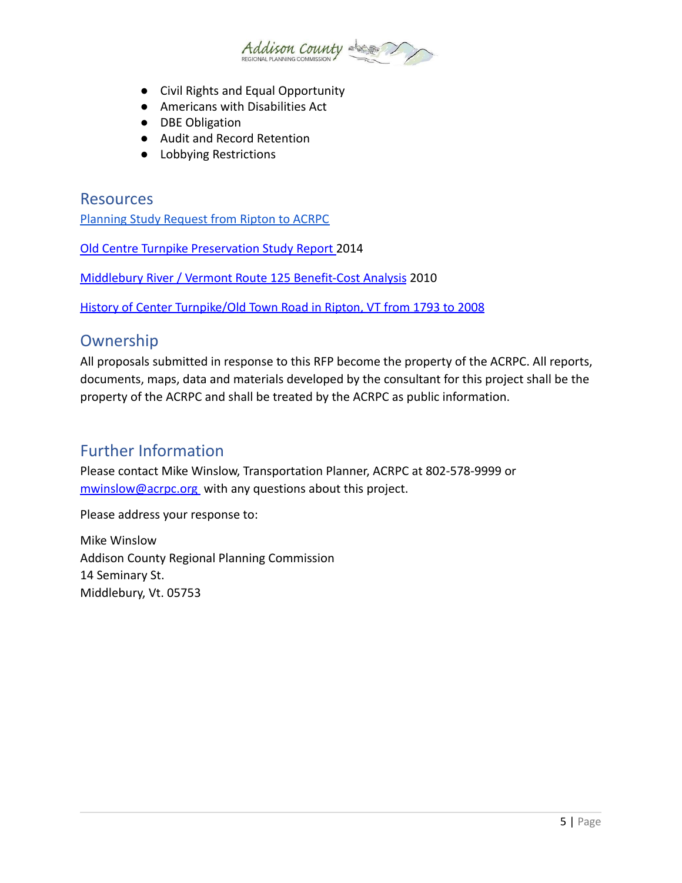- Civil Rights and Equal Opportunity
- Americans with Disabilities Act
- DBE Obligation
- Audit and Record Retention
- Lobbying Restrictions

## Resources

Planning Study Request from Ripton to ACRPC

Old Centre Turnpike Preservation Study Report 2014

Middlebury River / Vermont Route 125 Benefit-Cost Analysis 2010

History of Center Turnpike/Old Town Road in Ripton, VT from 1793 to 2008

## Ownership

All proposals submitted in response to this RFP become the property of the ACRPC. All reports, documents, maps, data and materials developed by the consultant for this project shall be the property of the ACRPC and shall be treated by the ACRPC as public information.

## Further Information

Please contact Mike Winslow, Transportation Planner, ACRPC at 802-578-9999 or mwinslow@acrpc.org with any questions about this project.

Please address your response to:

Mike Winslow
Addison County Regional Planning Commission
14 Seminary St.
Middlebury, Vt. 05753